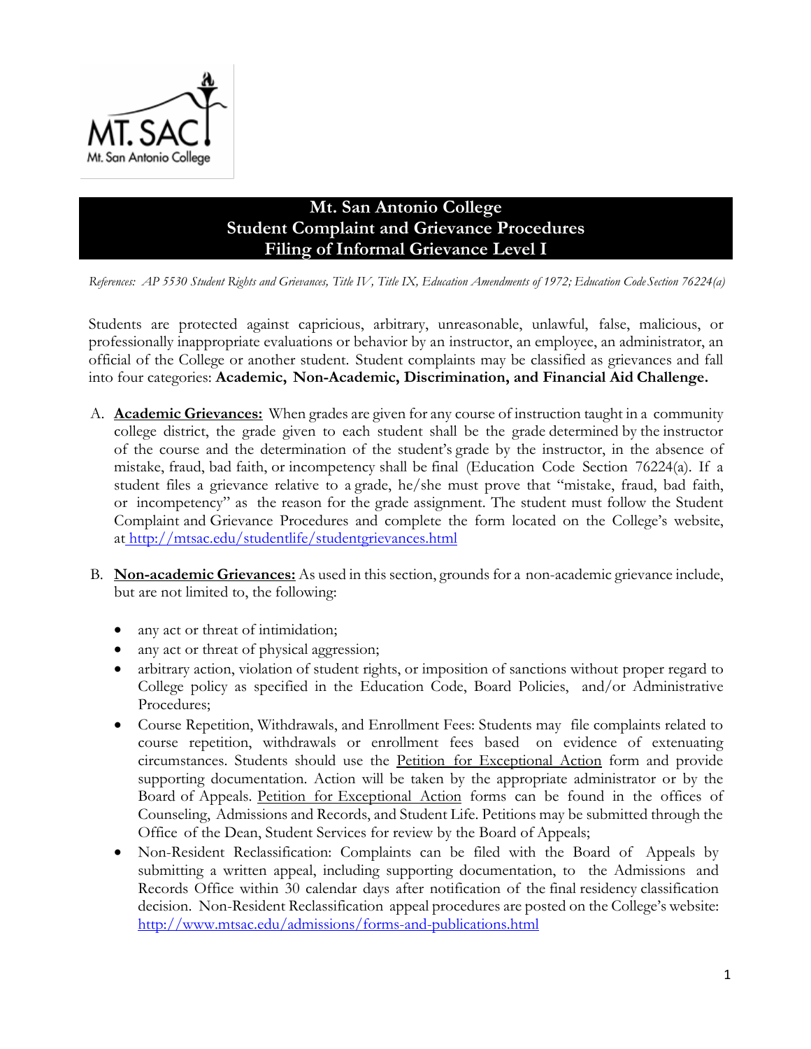# Mt. San Antonio College
## Student Complaint and Grievance Procedures
## Filing of Informal Grievance Level I

*References: AP 5530 Student Rights and Grievances, Title IV, Title IX, Education Amendments of 1972; Education Code Section 76224(a)*

Students are protected against capricious, arbitrary, unreasonable, unlawful, false, malicious, or professionally inappropriate evaluations or behavior by an instructor, an employee, an administrator, an official of the College or another student. Student complaints may be classified as grievances and fall into four categories: **Academic, Non-Academic, Discrimination, and Financial Aid Challenge.**

A. **Academic Grievances:** When grades are given for any course of instruction taught in a community college district, the grade given to each student shall be the grade determined by the instructor of the course and the determination of the student's grade by the instructor, in the absence of mistake, fraud, bad faith, or incompetency shall be final (Education Code Section 76224(a). If a student files a grievance relative to a grade, he/she must prove that "mistake, fraud, bad faith, or incompetency" as the reason for the grade assignment. The student must follow the Student Complaint and Grievance Procedures and complete the form located on the College's website, at http://mtsac.edu/studentlife/studentgrievances.html

B. **Non-academic Grievances:** As used in this section, grounds for a non-academic grievance include, but are not limited to, the following:

- any act or threat of intimidation;
- any act or threat of physical aggression;
- arbitrary action, violation of student rights, or imposition of sanctions without proper regard to College policy as specified in the Education Code, Board Policies, and/or Administrative Procedures;
- Course Repetition, Withdrawals, and Enrollment Fees: Students may file complaints related to course repetition, withdrawals or enrollment fees based on evidence of extenuating circumstances. Students should use the Petition for Exceptional Action form and provide supporting documentation. Action will be taken by the appropriate administrator or by the Board of Appeals. Petition for Exceptional Action forms can be found in the offices of Counseling, Admissions and Records, and Student Life. Petitions may be submitted through the Office of the Dean, Student Services for review by the Board of Appeals;
- Non-Resident Reclassification: Complaints can be filed with the Board of Appeals by submitting a written appeal, including supporting documentation, to the Admissions and Records Office within 30 calendar days after notification of the final residency classification decision. Non-Resident Reclassification appeal procedures are posted on the College's website: http://www.mtsac.edu/admissions/forms-and-publications.html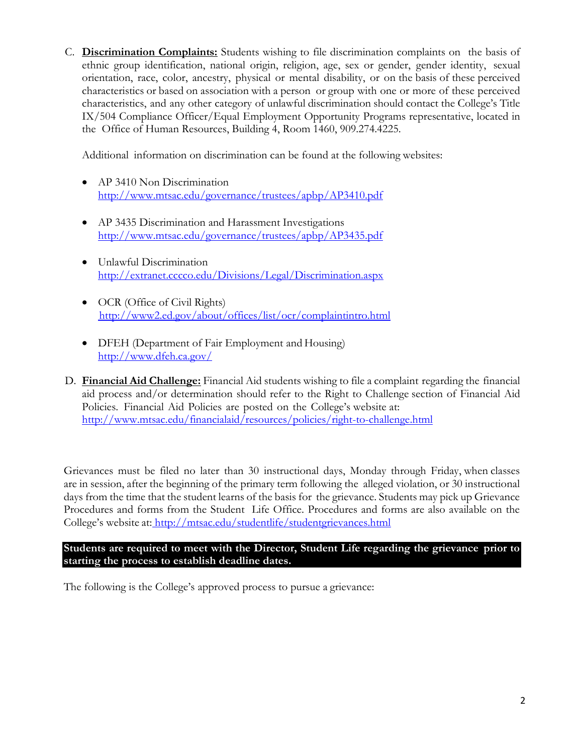C. **Discrimination Complaints:** Students wishing to file discrimination complaints on the basis of ethnic group identification, national origin, religion, age, sex or gender, gender identity, sexual orientation, race, color, ancestry, physical or mental disability, or on the basis of these perceived characteristics or based on association with a person or group with one or more of these perceived characteristics, and any other category of unlawful discrimination should contact the College's Title IX/504 Compliance Officer/Equal Employment Opportunity Programs representative, located in the Office of Human Resources, Building 4, Room 1460, 909.274.4225.

   Additional information on discrimination can be found at the following websites:

   - AP 3410 Non Discrimination
     http://www.mtsac.edu/governance/trustees/apbp/AP3410.pdf
   - AP 3435 Discrimination and Harassment Investigations
     http://www.mtsac.edu/governance/trustees/apbp/AP3435.pdf
   - Unlawful Discrimination
     http://extranet.cccco.edu/Divisions/Legal/Discrimination.aspx
   - OCR (Office of Civil Rights)
     http://www2.ed.gov/about/offices/list/ocr/complaintintro.html
   - DFEH (Department of Fair Employment and Housing)
     http://www.dfeh.ca.gov/

D. **Financial Aid Challenge:** Financial Aid students wishing to file a complaint regarding the financial aid process and/or determination should refer to the Right to Challenge section of Financial Aid Policies. Financial Aid Policies are posted on the College's website at: http://www.mtsac.edu/financialaid/resources/policies/right-to-challenge.html

Grievances must be filed no later than 30 instructional days, Monday through Friday, when classes are in session, after the beginning of the primary term following the alleged violation, or 30 instructional days from the time that the student learns of the basis for the grievance. Students may pick up Grievance Procedures and forms from the Student Life Office. Procedures and forms are also available on the College's website at: http://mtsac.edu/studentlife/studentgrievances.html

**Students are required to meet with the Director, Student Life regarding the grievance prior to starting the process to establish deadline dates.**

The following is the College's approved process to pursue a grievance: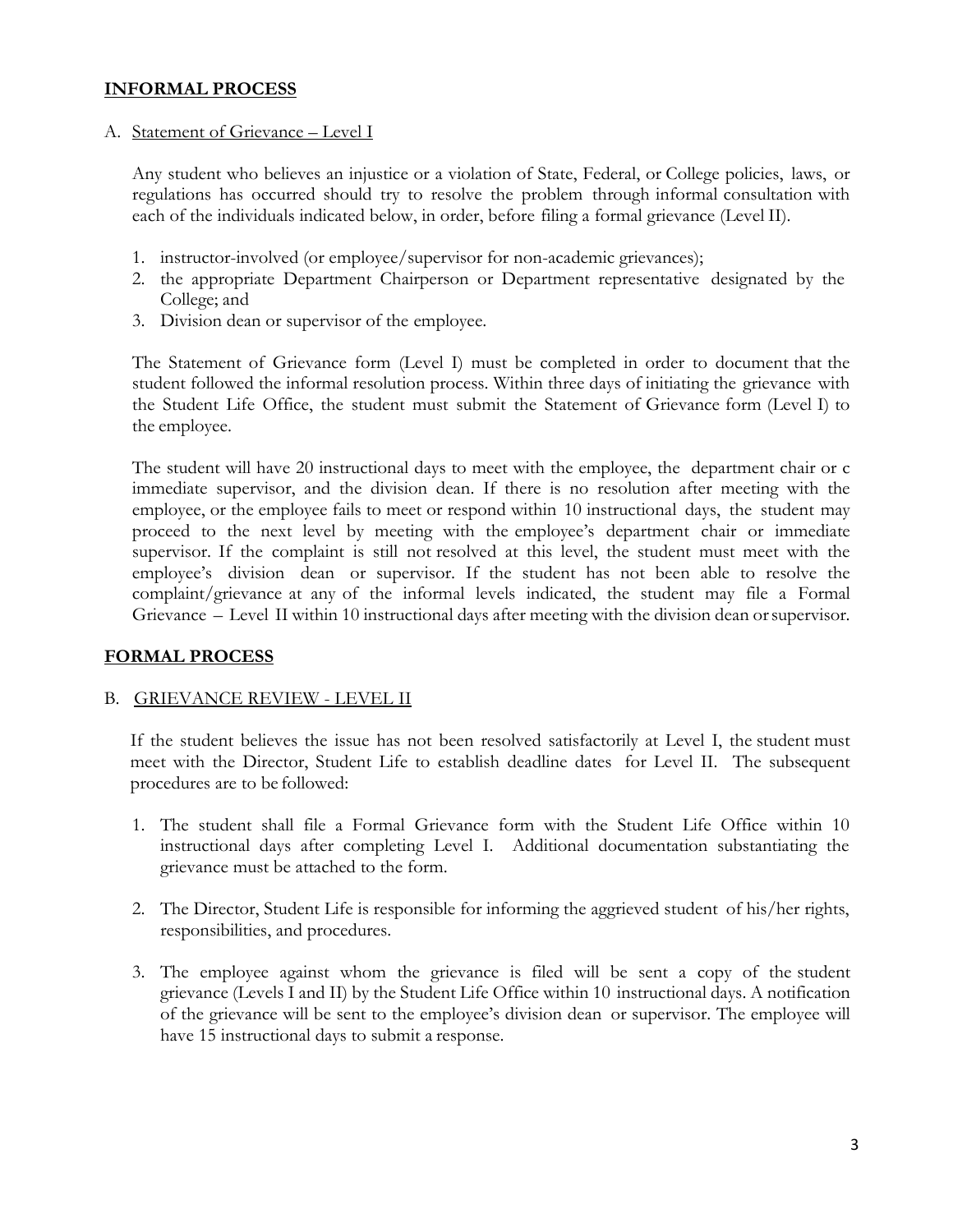## **INFORMAL PROCESS**

A. Statement of Grievance – Level I

Any student who believes an injustice or a violation of State, Federal, or College policies, laws, or regulations has occurred should try to resolve the problem through informal consultation with each of the individuals indicated below, in order, before filing a formal grievance (Level II).

1. instructor-involved (or employee/supervisor for non-academic grievances);
2. the appropriate Department Chairperson or Department representative designated by the College; and
3. Division dean or supervisor of the employee.

The Statement of Grievance form (Level I) must be completed in order to document that the student followed the informal resolution process. Within three days of initiating the grievance with the Student Life Office, the student must submit the Statement of Grievance form (Level I) to the employee.

The student will have 20 instructional days to meet with the employee, the department chair or c immediate supervisor, and the division dean. If there is no resolution after meeting with the employee, or the employee fails to meet or respond within 10 instructional days, the student may proceed to the next level by meeting with the employee's department chair or immediate supervisor. If the complaint is still not resolved at this level, the student must meet with the employee's division dean or supervisor. If the student has not been able to resolve the complaint/grievance at any of the informal levels indicated, the student may file a Formal Grievance – Level II within 10 instructional days after meeting with the division dean or supervisor.

## **FORMAL PROCESS**

B. GRIEVANCE REVIEW - LEVEL II

If the student believes the issue has not been resolved satisfactorily at Level I, the student must meet with the Director, Student Life to establish deadline dates for Level II. The subsequent procedures are to be followed:

1. The student shall file a Formal Grievance form with the Student Life Office within 10 instructional days after completing Level I. Additional documentation substantiating the grievance must be attached to the form.

2. The Director, Student Life is responsible for informing the aggrieved student of his/her rights, responsibilities, and procedures.

3. The employee against whom the grievance is filed will be sent a copy of the student grievance (Levels I and II) by the Student Life Office within 10 instructional days. A notification of the grievance will be sent to the employee's division dean or supervisor. The employee will have 15 instructional days to submit a response.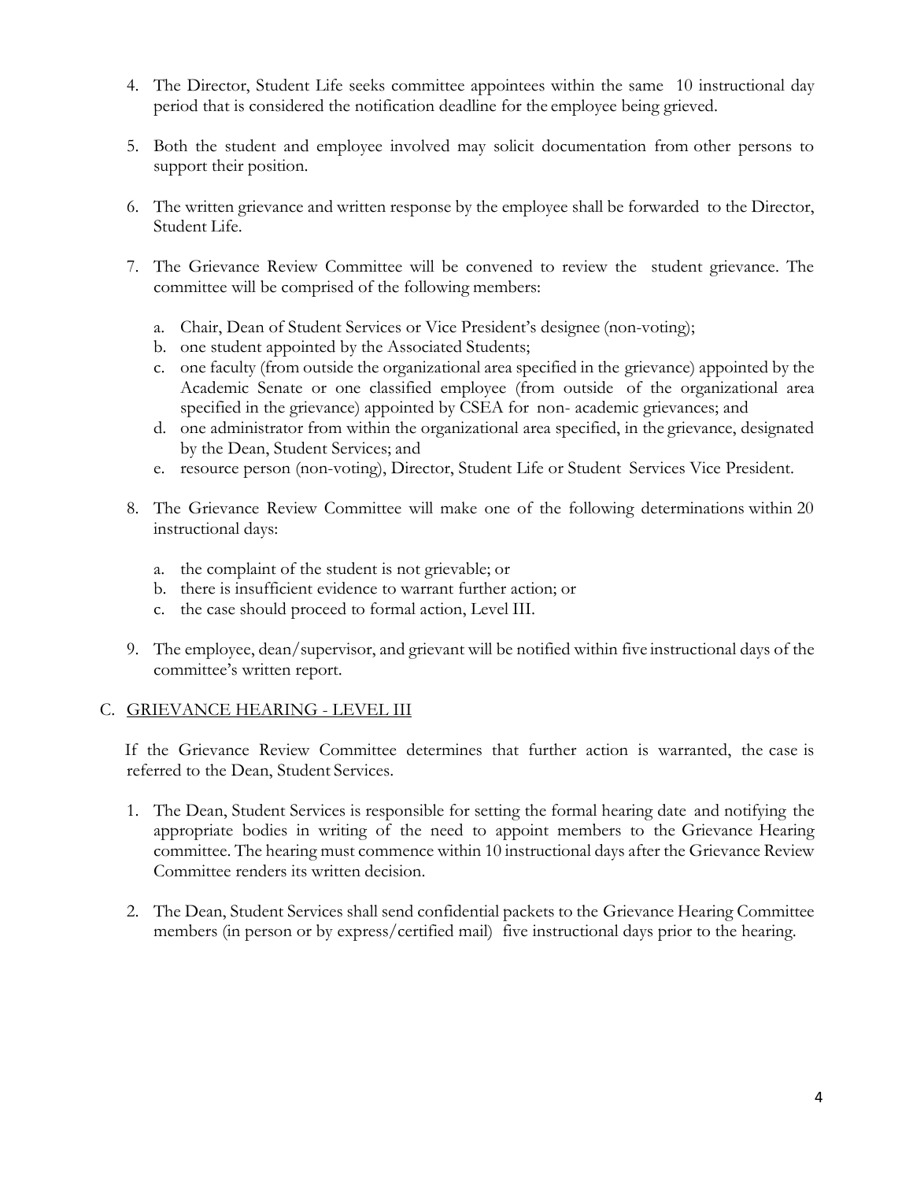4. The Director, Student Life seeks committee appointees within the same 10 instructional day period that is considered the notification deadline for the employee being grieved.

5. Both the student and employee involved may solicit documentation from other persons to support their position.

6. The written grievance and written response by the employee shall be forwarded to the Director, Student Life.

7. The Grievance Review Committee will be convened to review the student grievance. The committee will be comprised of the following members:

   a. Chair, Dean of Student Services or Vice President's designee (non-voting);
   b. one student appointed by the Associated Students;
   c. one faculty (from outside the organizational area specified in the grievance) appointed by the Academic Senate or one classified employee (from outside of the organizational area specified in the grievance) appointed by CSEA for non- academic grievances; and
   d. one administrator from within the organizational area specified, in the grievance, designated by the Dean, Student Services; and
   e. resource person (non-voting), Director, Student Life or Student Services Vice President.

8. The Grievance Review Committee will make one of the following determinations within 20 instructional days:

   a. the complaint of the student is not grievable; or
   b. there is insufficient evidence to warrant further action; or
   c. the case should proceed to formal action, Level III.

9. The employee, dean/supervisor, and grievant will be notified within five instructional days of the committee's written report.

C. GRIEVANCE HEARING - LEVEL III

If the Grievance Review Committee determines that further action is warranted, the case is referred to the Dean, Student Services.

1. The Dean, Student Services is responsible for setting the formal hearing date and notifying the appropriate bodies in writing of the need to appoint members to the Grievance Hearing committee. The hearing must commence within 10 instructional days after the Grievance Review Committee renders its written decision.

2. The Dean, Student Services shall send confidential packets to the Grievance Hearing Committee members (in person or by express/certified mail) five instructional days prior to the hearing.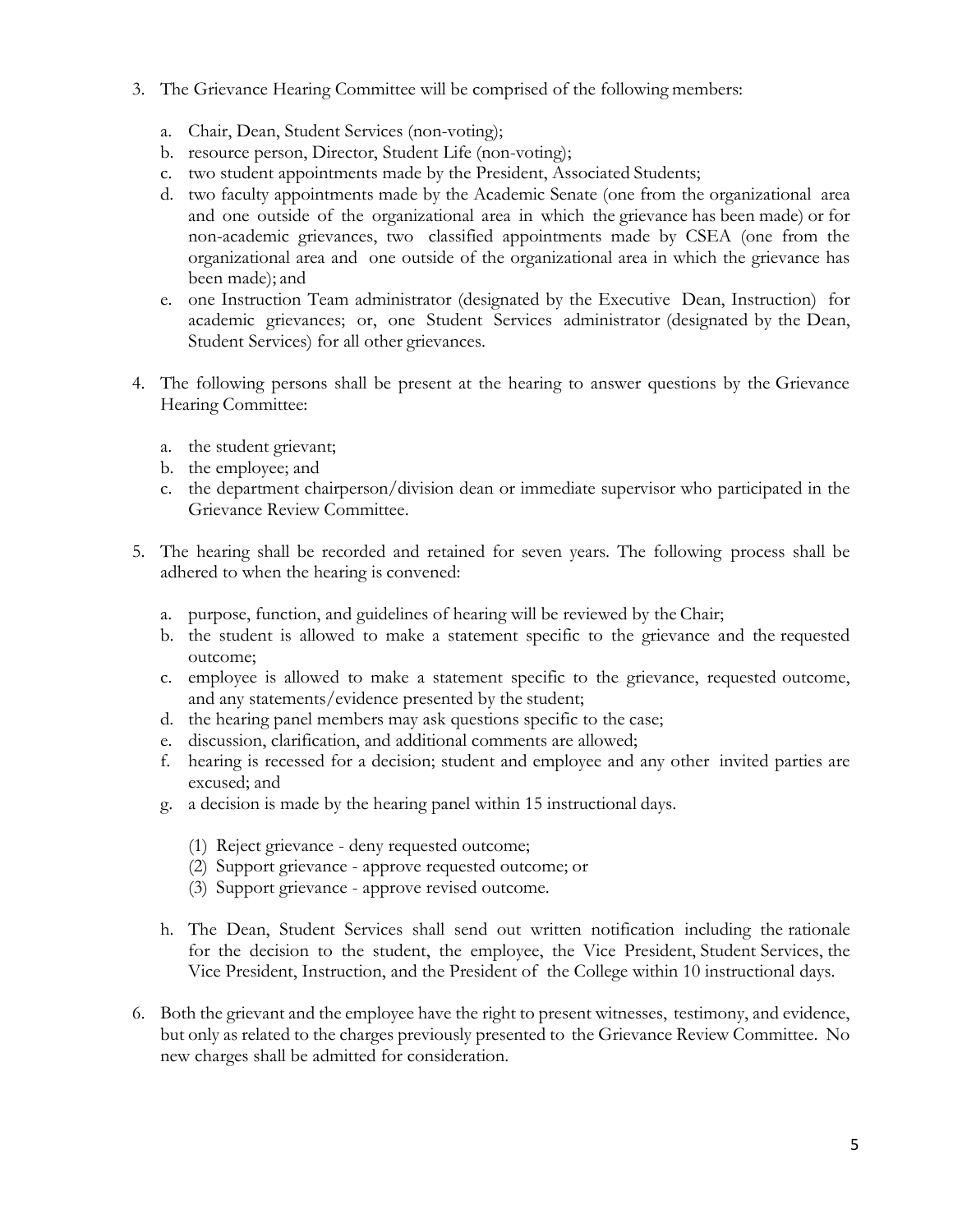3. The Grievance Hearing Committee will be comprised of the following members:

   a. Chair, Dean, Student Services (non-voting);
   b. resource person, Director, Student Life (non-voting);
   c. two student appointments made by the President, Associated Students;
   d. two faculty appointments made by the Academic Senate (one from the organizational area and one outside of the organizational area in which the grievance has been made) or for non-academic grievances, two classified appointments made by CSEA (one from the organizational area and one outside of the organizational area in which the grievance has been made); and
   e. one Instruction Team administrator (designated by the Executive Dean, Instruction) for academic grievances; or, one Student Services administrator (designated by the Dean, Student Services) for all other grievances.

4. The following persons shall be present at the hearing to answer questions by the Grievance Hearing Committee:

   a. the student grievant;
   b. the employee; and
   c. the department chairperson/division dean or immediate supervisor who participated in the Grievance Review Committee.

5. The hearing shall be recorded and retained for seven years. The following process shall be adhered to when the hearing is convened:

   a. purpose, function, and guidelines of hearing will be reviewed by the Chair;
   b. the student is allowed to make a statement specific to the grievance and the requested outcome;
   c. employee is allowed to make a statement specific to the grievance, requested outcome, and any statements/evidence presented by the student;
   d. the hearing panel members may ask questions specific to the case;
   e. discussion, clarification, and additional comments are allowed;
   f. hearing is recessed for a decision; student and employee and any other invited parties are excused; and
   g. a decision is made by the hearing panel within 15 instructional days.

      (1) Reject grievance - deny requested outcome;
      (2) Support grievance - approve requested outcome; or
      (3) Support grievance - approve revised outcome.

   h. The Dean, Student Services shall send out written notification including the rationale for the decision to the student, the employee, the Vice President, Student Services, the Vice President, Instruction, and the President of the College within 10 instructional days.

6. Both the grievant and the employee have the right to present witnesses, testimony, and evidence, but only as related to the charges previously presented to the Grievance Review Committee. No new charges shall be admitted for consideration.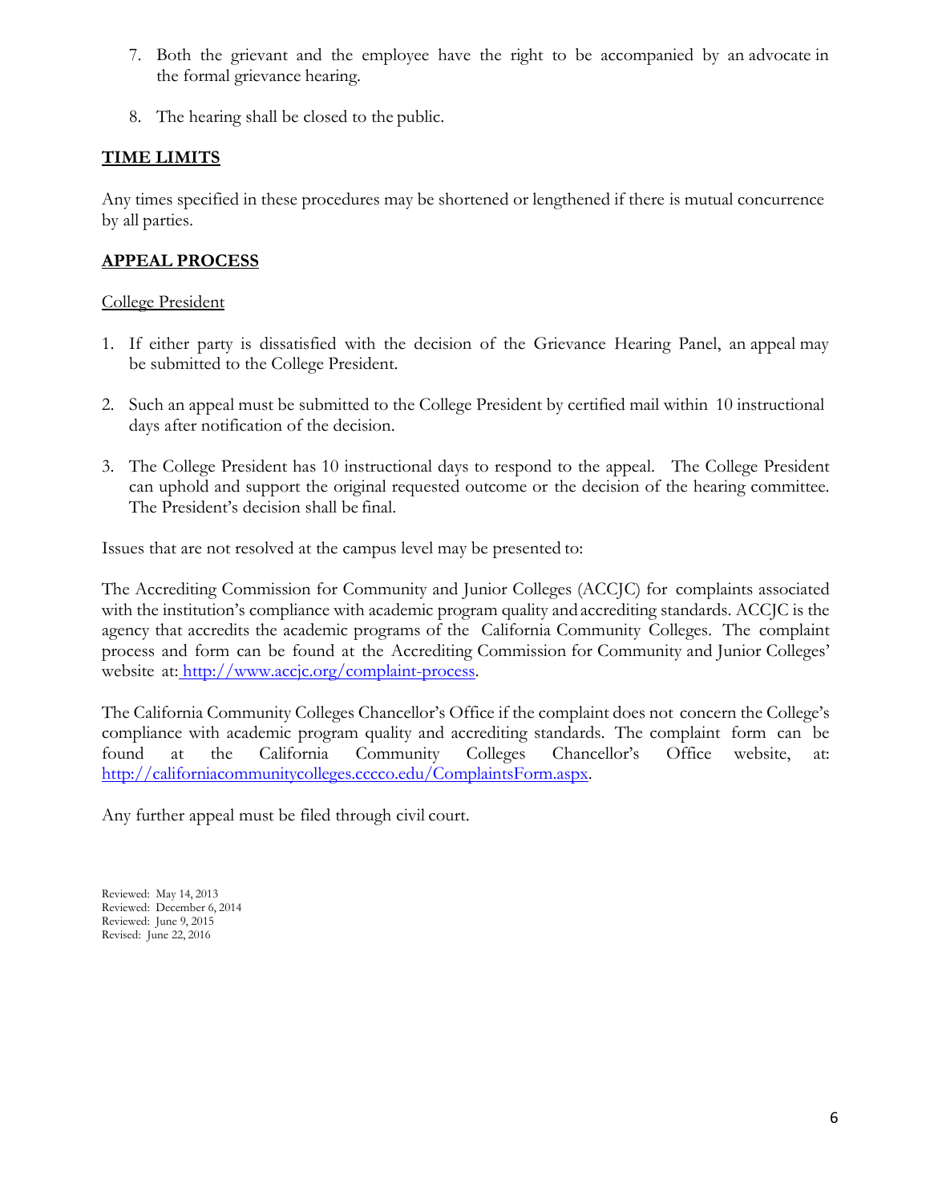7. Both the grievant and the employee have the right to be accompanied by an advocate in the formal grievance hearing.

8. The hearing shall be closed to the public.

## TIME LIMITS

Any times specified in these procedures may be shortened or lengthened if there is mutual concurrence by all parties.

## APPEAL PROCESS

College President

1. If either party is dissatisfied with the decision of the Grievance Hearing Panel, an appeal may be submitted to the College President.

2. Such an appeal must be submitted to the College President by certified mail within 10 instructional days after notification of the decision.

3. The College President has 10 instructional days to respond to the appeal. The College President can uphold and support the original requested outcome or the decision of the hearing committee. The President's decision shall be final.

Issues that are not resolved at the campus level may be presented to:

The Accrediting Commission for Community and Junior Colleges (ACCJC) for complaints associated with the institution's compliance with academic program quality and accrediting standards. ACCJC is the agency that accredits the academic programs of the California Community Colleges. The complaint process and form can be found at the Accrediting Commission for Community and Junior Colleges' website at: http://www.accjc.org/complaint-process.

The California Community Colleges Chancellor's Office if the complaint does not concern the College's compliance with academic program quality and accrediting standards. The complaint form can be found at the California Community Colleges Chancellor's Office website, at: http://californiacommunitycolleges.cccco.edu/ComplaintsForm.aspx.

Any further appeal must be filed through civil court.

Reviewed: May 14, 2013
Reviewed: December 6, 2014
Reviewed: June 9, 2015
Revised: June 22, 2016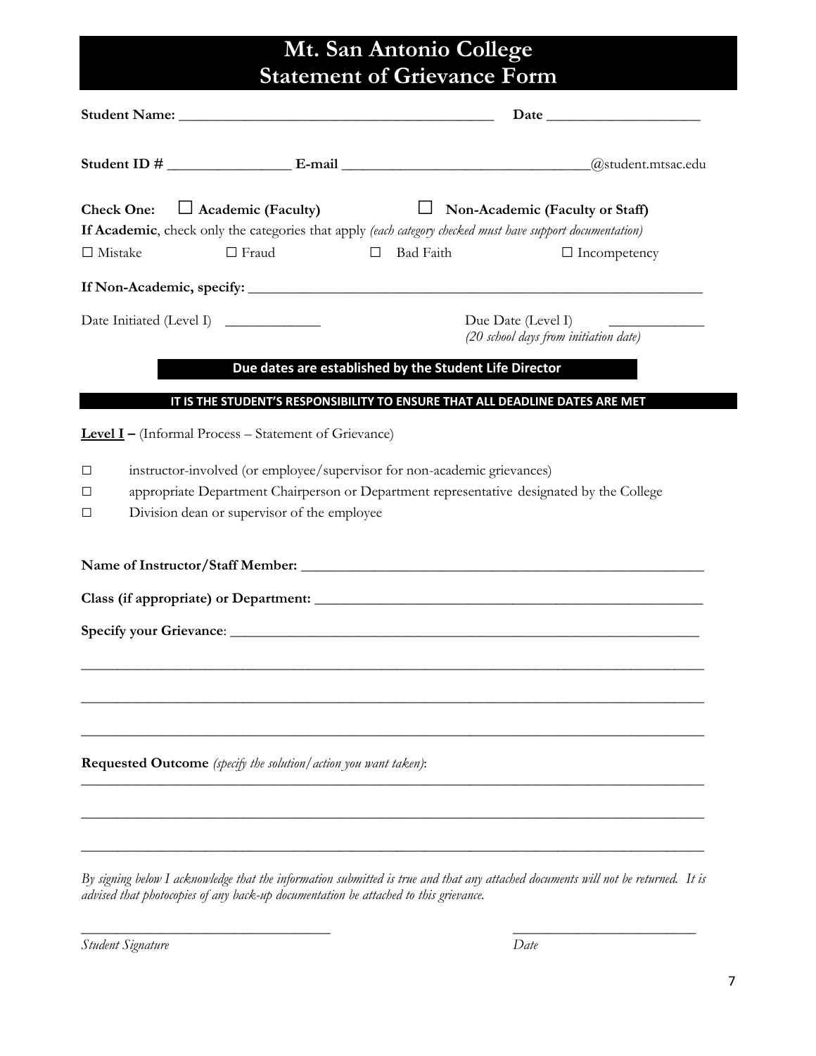# Mt. San Antonio College
# Statement of Grievance Form

**Student Name:** ___________________________________________ **Date** ____________________

**Student ID #** ________________ **E-mail** ________________________________@student.mtsac.edu

**Check One:** ☐ **Academic (Faculty)** ☐ **Non-Academic (Faculty or Staff)**

**If Academic**, check only the categories that apply *(each category checked must have support documentation)*

☐ Mistake ☐ Fraud ☐ Bad Faith ☐ Incompetency

**If Non-Academic, specify:** ______________________________________________________________

Date Initiated (Level I) _____________ Due Date (Level I) _____________
*(20 school days from initiation date)*

**Due dates are established by the Student Life Director**

**IT IS THE STUDENT'S RESPONSIBILITY TO ENSURE THAT ALL DEADLINE DATES ARE MET**

**Level I –** (Informal Process – Statement of Grievance)

☐ instructor-involved (or employee/supervisor for non-academic grievances)

☐ appropriate Department Chairperson or Department representative designated by the College

☐ Division dean or supervisor of the employee

**Name of Instructor/Staff Member:** ______________________________________________________

**Class (if appropriate) or Department:** ___________________________________________________

**Specify your Grievance**: ______________________________________________________________

_____________________________________________________________________________________

_____________________________________________________________________________________

_____________________________________________________________________________________

**Requested Outcome** *(specify the solution/action you want taken)*:

_____________________________________________________________________________________

_____________________________________________________________________________________

_____________________________________________________________________________________

*By signing below I acknowledge that the information submitted is true and that any attached documents will not be returned. It is advised that photocopies of any back-up documentation be attached to this grievance.*

_________________________________ _________________________

*Student Signature* *Date*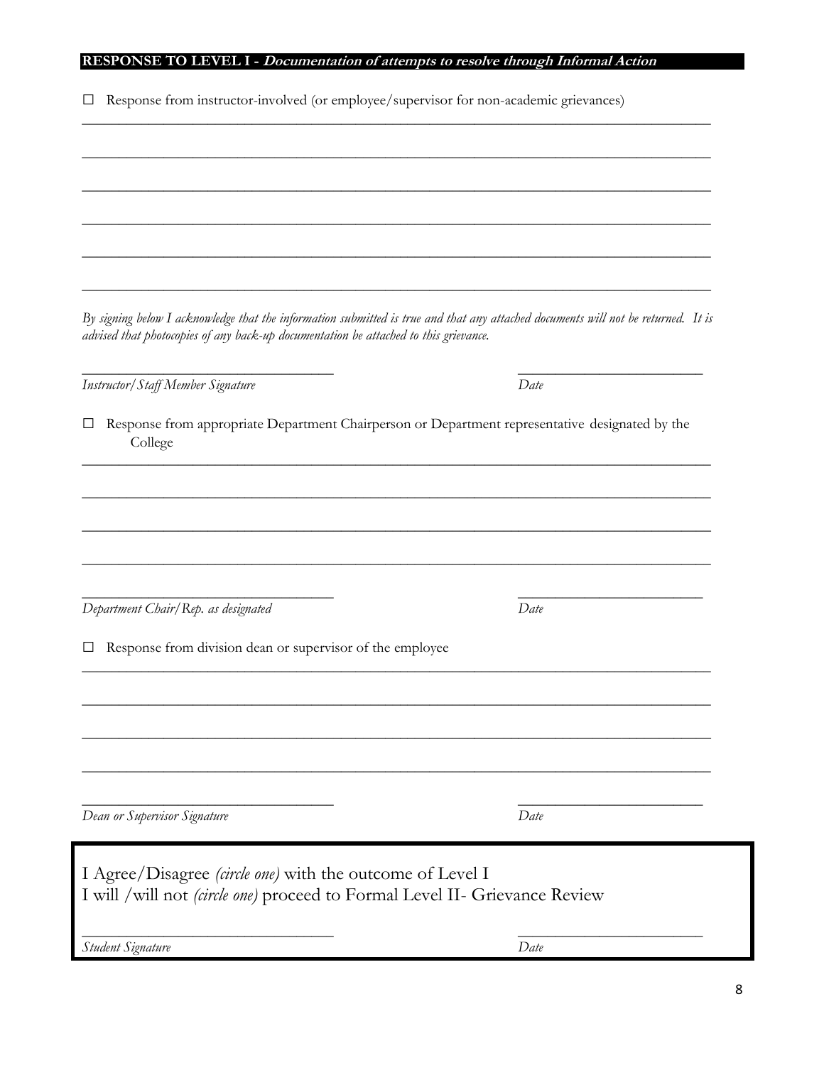## **RESPONSE TO LEVEL I -** ***Documentation of attempts to resolve through Informal Action***

☐ Response from instructor-involved (or employee/supervisor for non-academic grievances)

______________________________________________________________________________

______________________________________________________________________________

______________________________________________________________________________

______________________________________________________________________________

______________________________________________________________________________

______________________________________________________________________________

*By signing below I acknowledge that the information submitted is true and that any attached documents will not be returned. It is advised that photocopies of any back-up documentation be attached to this grievance.*

________________________________ ________________________

*Instructor/Staff Member Signature* *Date*

☐ Response from appropriate Department Chairperson or Department representative designated by the College

______________________________________________________________________________

______________________________________________________________________________

______________________________________________________________________________

______________________________________________________________________________

________________________________ ________________________

*Department Chair/Rep. as designated* *Date*

☐ Response from division dean or supervisor of the employee

______________________________________________________________________________

______________________________________________________________________________

______________________________________________________________________________

______________________________________________________________________________

________________________________ ________________________

*Dean or Supervisor Signature* *Date*

I Agree/Disagree *(circle one)* with the outcome of Level I
I will /will not *(circle one)* proceed to Formal Level II- Grievance Review

________________________________ ________________________

*Student Signature* *Date*